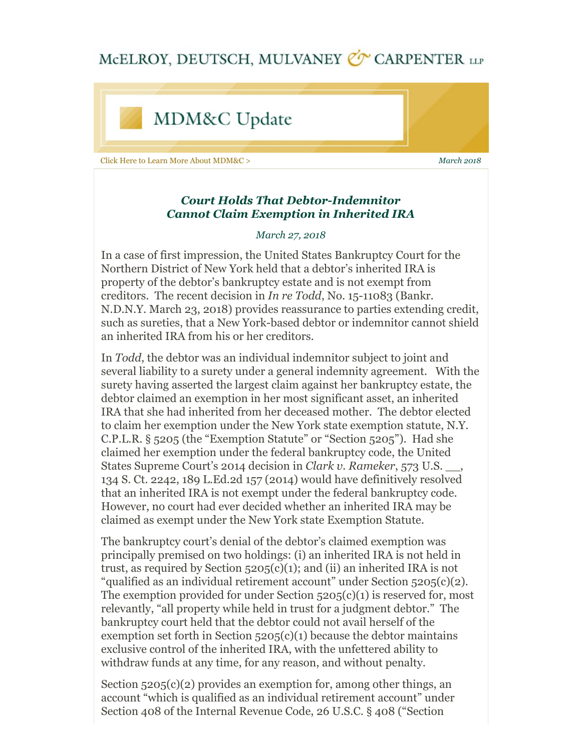McELROY, DEUTSCH, MULVANEY & CARPENTER LLP

# MDM&C Update

Click Here to Learn More About MDM&C >

*March 2018*

## *Court Holds That Debtor-Indemnitor Cannot Claim Exemption in Inherited IRA*

*March 27, 2018*

In a case of first impression, the United States Bankruptcy Court for the Northern District of New York held that a debtor's inherited IRA is property of the debtor's bankruptcy estate and is not exempt from creditors. The recent decision in *In re Todd*, No. 15-11083 (Bankr. N.D.N.Y. March 23, 2018) provides reassurance to parties extending credit, such as sureties, that a New York-based debtor or indemnitor cannot shield an inherited IRA from his or her creditors.

In *Todd*, the debtor was an individual indemnitor subject to joint and several liability to a surety under a general indemnity agreement. With the surety having asserted the largest claim against her bankruptcy estate, the debtor claimed an exemption in her most significant asset, an inherited IRA that she had inherited from her deceased mother. The debtor elected to claim her exemption under the New York state exemption statute, N.Y. C.P.L.R. § 5205 (the "Exemption Statute" or "Section 5205"). Had she claimed her exemption under the federal bankruptcy code, the United States Supreme Court's 2014 decision in *Clark v. Rameker*, 573 U.S. \_\_, 134 S. Ct. 2242, 189 L.Ed.2d 157 (2014) would have definitively resolved that an inherited IRA is not exempt under the federal bankruptcy code. However, no court had ever decided whether an inherited IRA may be claimed as exempt under the New York state Exemption Statute.

The bankruptcy court's denial of the debtor's claimed exemption was principally premised on two holdings: (i) an inherited IRA is not held in trust, as required by Section 5205(c)(1); and (ii) an inherited IRA is not "qualified as an individual retirement account" under Section 5205(c)(2). The exemption provided for under Section 5205(c)(1) is reserved for, most relevantly, "all property while held in trust for a judgment debtor." The bankruptcy court held that the debtor could not avail herself of the exemption set forth in Section 5205(c)(1) because the debtor maintains exclusive control of the inherited IRA, with the unfettered ability to withdraw funds at any time, for any reason, and without penalty.

Section 5205(c)(2) provides an exemption for, among other things, an account "which is qualified as an individual retirement account" under Section 408 of the Internal Revenue Code, 26 U.S.C. § 408 ("Section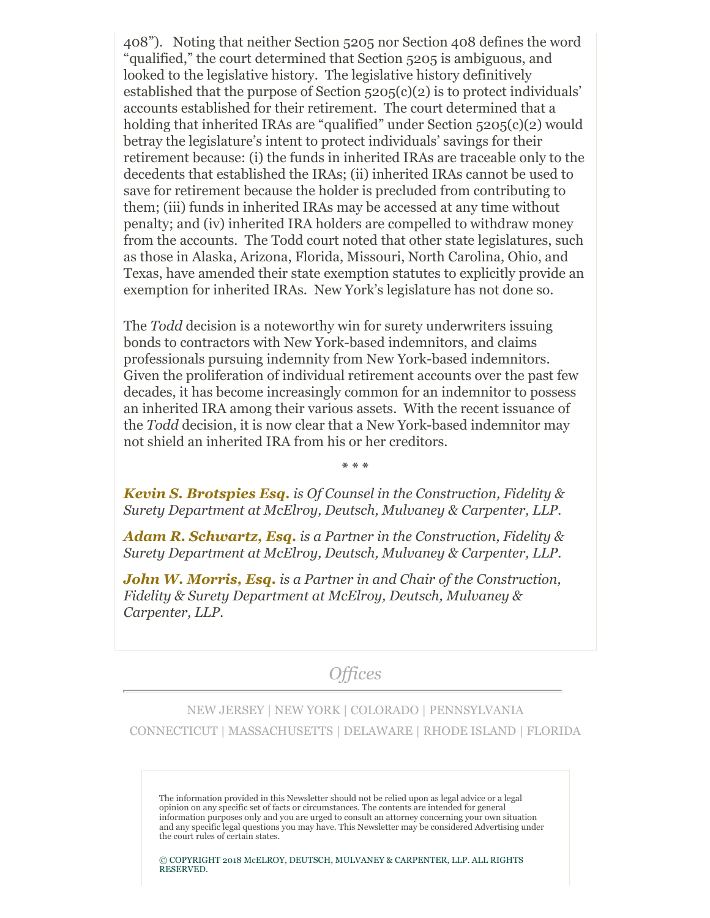408"). Noting that neither Section 5205 nor Section 408 defines the word "qualified," the court determined that Section 5205 is ambiguous, and looked to the legislative history. The legislative history definitively established that the purpose of Section 5205(c)(2) is to protect individuals' accounts established for their retirement. The court determined that a holding that inherited IRAs are "qualified" under Section 5205(c)(2) would betray the legislature's intent to protect individuals' savings for their retirement because: (i) the funds in inherited IRAs are traceable only to the decedents that established the IRAs; (ii) inherited IRAs cannot be used to save for retirement because the holder is precluded from contributing to them; (iii) funds in inherited IRAs may be accessed at any time without penalty; and (iv) inherited IRA holders are compelled to withdraw money from the accounts. The Todd court noted that other state legislatures, such as those in Alaska, Arizona, Florida, Missouri, North Carolina, Ohio, and Texas, have amended their state exemption statutes to explicitly provide an exemption for inherited IRAs. New York's legislature has not done so.

The *Todd* decision is a noteworthy win for surety underwriters issuing bonds to contractors with New York-based indemnitors, and claims professionals pursuing indemnity from New York-based indemnitors. Given the proliferation of individual retirement accounts over the past few decades, it has become increasingly common for an indemnitor to possess an inherited IRA among their various assets. With the recent issuance of the *Todd* decision, it is now clear that a New York-based indemnitor may not shield an inherited IRA from his or her creditors.

\* \* \*

***Kevin S. Brotspies Esq.*** *is Of Counsel in the Construction, Fidelity & Surety Department at McElroy, Deutsch, Mulvaney & Carpenter, LLP.*

***Adam R. Schwartz, Esq.*** *is a Partner in the Construction, Fidelity & Surety Department at McElroy, Deutsch, Mulvaney & Carpenter, LLP.*

***John W. Morris, Esq.*** *is a Partner in and Chair of the Construction, Fidelity & Surety Department at McElroy, Deutsch, Mulvaney & Carpenter, LLP.*

## *Offices*

NEW JERSEY | NEW YORK | COLORADO | PENNSYLVANIA
CONNECTICUT | MASSACHUSETTS | DELAWARE | RHODE ISLAND | FLORIDA

The information provided in this Newsletter should not be relied upon as legal advice or a legal opinion on any specific set of facts or circumstances. The contents are intended for general information purposes only and you are urged to consult an attorney concerning your own situation and any specific legal questions you may have. This Newsletter may be considered Advertising under the court rules of certain states.

© COPYRIGHT 2018 McELROY, DEUTSCH, MULVANEY & CARPENTER, LLP. ALL RIGHTS RESERVED.